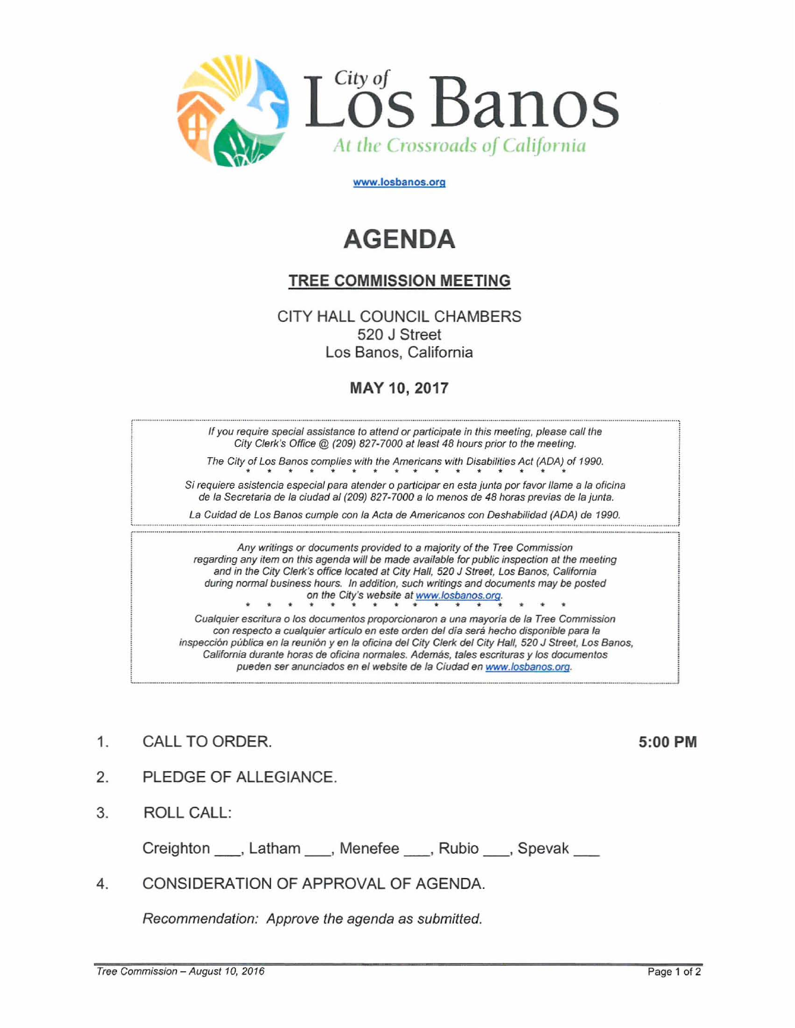City of Los Banos

*At the Crossroads of California*

www.losbanos.org

# AGENDA

## TREE COMMISSION MEETING

CITY HALL COUNCIL CHAMBERS
520 J Street
Los Banos, California

**MAY 10, 2017**

*If you require special assistance to attend or participate in this meeting, please call the City Clerk's Office @ (209) 827-7000 at least 48 hours prior to the meeting.*

*The City of Los Banos complies with the Americans with Disabilities Act (ADA) of 1990.*

\* \* \* \* \* \* \* \* \* \* \* \* \* \* \* \*

*Si requiere asistencia especial para atender o participar en esta junta por favor llame a la oficina de la Secretaria de la ciudad al (209) 827-7000 a lo menos de 48 horas previas de la junta.*

*La Cuidad de Los Banos cumple con la Acta de Americanos con Deshabilidad (ADA) de 1990.*

*Any writings or documents provided to a majority of the Tree Commission regarding any item on this agenda will be made available for public inspection at the meeting and in the City Clerk's office located at City Hall, 520 J Street, Los Banos, California during normal business hours. In addition, such writings and documents may be posted on the City's website at www.losbanos.org.*

\* \* \* \* \* \* \* \* \* \* \* \* \* \* \* \*

*Cualquier escritura o los documentos proporcionaron a una mayoría de la Tree Commission con respecto a cualquier artículo en este orden del día será hecho disponible para la inspección pública en la reunión y en la oficina del City Clerk del City Hall, 520 J Street, Los Banos, California durante horas de oficina normales. Además, tales escrituras y los documentos pueden ser anunciados en el website de la Ciudad en www.losbanos.org.*

1. CALL TO ORDER. **5:00 PM**

2. PLEDGE OF ALLEGIANCE.

3. ROLL CALL:

   Creighton ___, Latham ___, Menefee ___, Rubio ___, Spevak ___

4. CONSIDERATION OF APPROVAL OF AGENDA.

   *Recommendation: Approve the agenda as submitted.*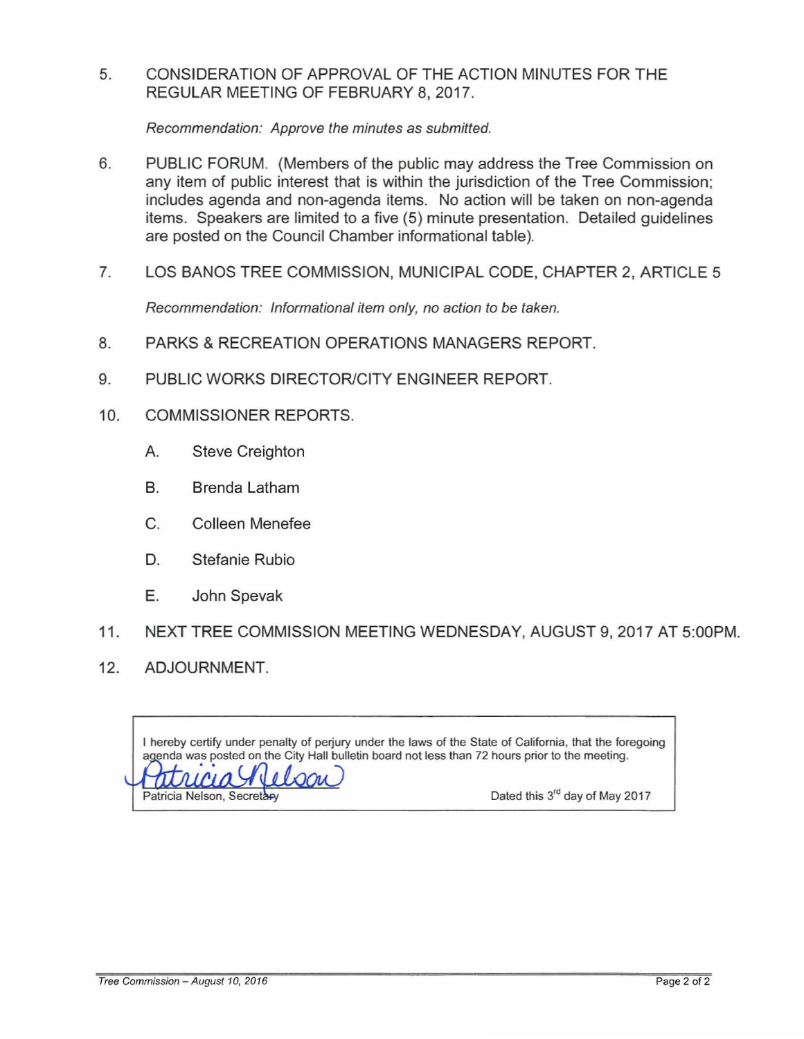5. CONSIDERATION OF APPROVAL OF THE ACTION MINUTES FOR THE REGULAR MEETING OF FEBRUARY 8, 2017.

   *Recommendation: Approve the minutes as submitted.*

6. PUBLIC FORUM. (Members of the public may address the Tree Commission on any item of public interest that is within the jurisdiction of the Tree Commission; includes agenda and non-agenda items. No action will be taken on non-agenda items. Speakers are limited to a five (5) minute presentation. Detailed guidelines are posted on the Council Chamber informational table).

7. LOS BANOS TREE COMMISSION, MUNICIPAL CODE, CHAPTER 2, ARTICLE 5

   *Recommendation: Informational item only, no action to be taken.*

8. PARKS & RECREATION OPERATIONS MANAGERS REPORT.

9. PUBLIC WORKS DIRECTOR/CITY ENGINEER REPORT.

10. COMMISSIONER REPORTS.

    A. Steve Creighton

    B. Brenda Latham

    C. Colleen Menefee

    D. Stefanie Rubio

    E. John Spevak

11. NEXT TREE COMMISSION MEETING WEDNESDAY, AUGUST 9, 2017 AT 5:00PM.

12. ADJOURNMENT.

I hereby certify under penalty of perjury under the laws of the State of California, that the foregoing agenda was posted on the City Hall bulletin board not less than 72 hours prior to the meeting.

Patricia Nelson

Patricia Nelson, Secretary

Dated this 3rd day of May 2017